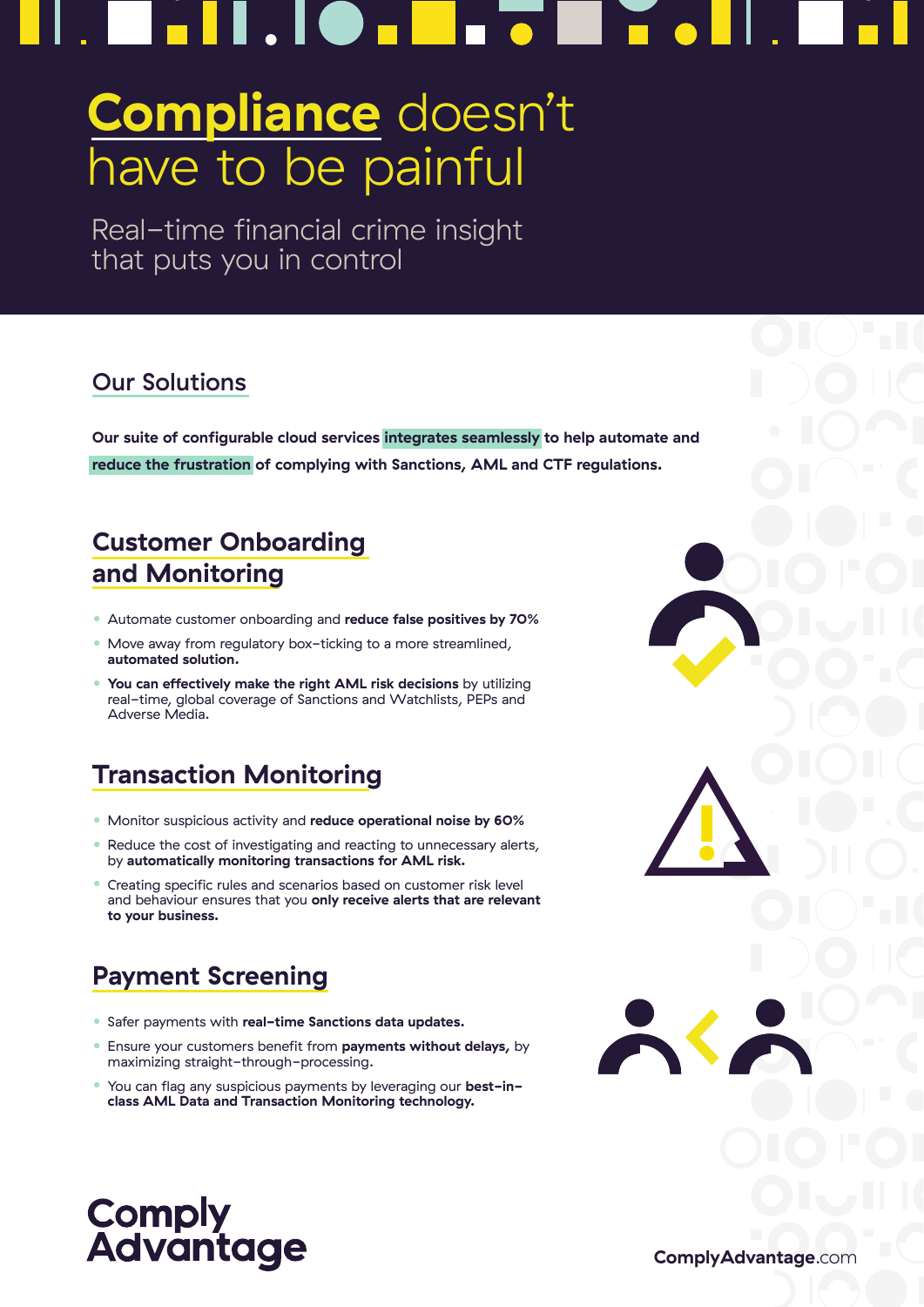# **Compliance** doesn't have to be painful

Real-time financial crime insight that puts you in control

## Our Solutions

**Our suite of configurable cloud services integrates seamlessly to help automate and reduce the frustration of complying with Sanctions, AML and CTF regulations.**

## Customer Onboarding and Monitoring

- Automate customer onboarding and **reduce false positives by 70%**
- Move away from regulatory box-ticking to a more streamlined, **automated solution.**
- **You can effectively make the right AML risk decisions** by utilizing real-time, global coverage of Sanctions and Watchlists, PEPs and Adverse Media.

## Transaction Monitoring

- Monitor suspicious activity and **reduce operational noise by 60%**
- Reduce the cost of investigating and reacting to unnecessary alerts, by **automatically monitoring transactions for AML risk.**
- Creating specific rules and scenarios based on customer risk level and behaviour ensures that you **only receive alerts that are relevant to your business.**

## Payment Screening

- Safer payments with **real-time Sanctions data updates.**
- Ensure your customers benefit from **payments without delays,** by maximizing straight-through-processing.
- You can flag any suspicious payments by leveraging our **best-in-class AML Data and Transaction Monitoring technology.**

**Comply Advantage**

ComplyAdvantage.com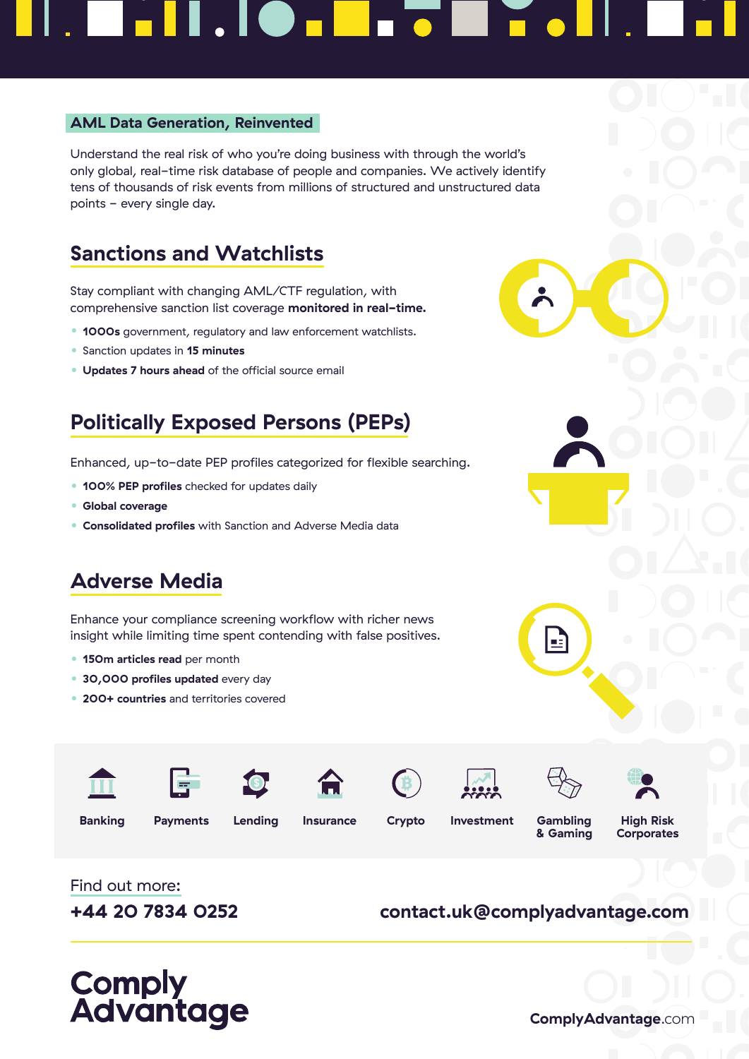## AML Data Generation, Reinvented

Understand the real risk of who you're doing business with through the world's only global, real-time risk database of people and companies. We actively identify tens of thousands of risk events from millions of structured and unstructured data points – every single day.

## Sanctions and Watchlists

Stay compliant with changing AML/CTF regulation, with comprehensive sanction list coverage **monitored in real-time.**

- **1000s** government, regulatory and law enforcement watchlists.
- Sanction updates in **15 minutes**
- **Updates 7 hours ahead** of the official source email

## Politically Exposed Persons (PEPs)

Enhanced, up-to-date PEP profiles categorized for flexible searching.

- **100% PEP profiles** checked for updates daily
- **Global coverage**
- **Consolidated profiles** with Sanction and Adverse Media data

## Adverse Media

Enhance your compliance screening workflow with richer news insight while limiting time spent contending with false positives.

- **150m articles read** per month
- **30,000 profiles updated** every day
- **200+ countries** and territories covered

Banking | Payments | Lending | Insurance | Crypto | Investment | Gambling & Gaming | High Risk Corporates

Find out more:

**+44 20 7834 0252**

**contact.uk@complyadvantage.com**

**Comply Advantage**

**ComplyAdvantage**.com